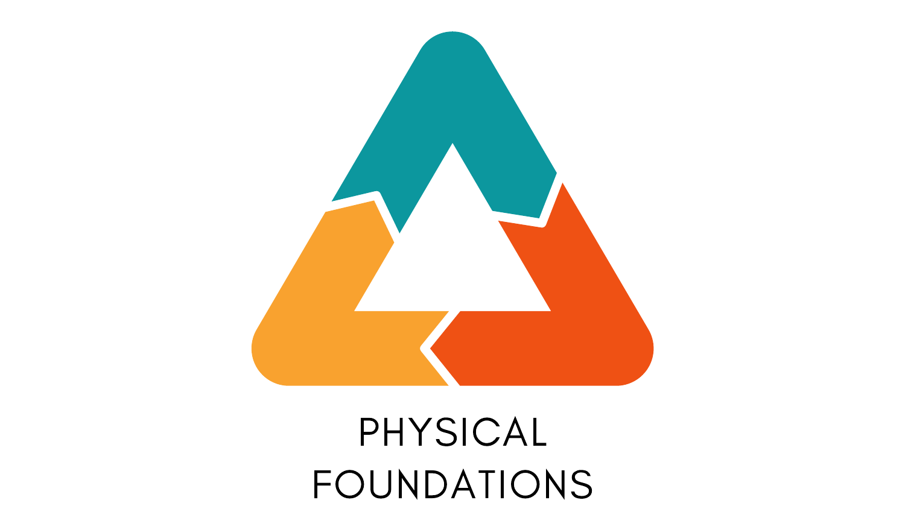# PHYSICAL FOUNDATIONS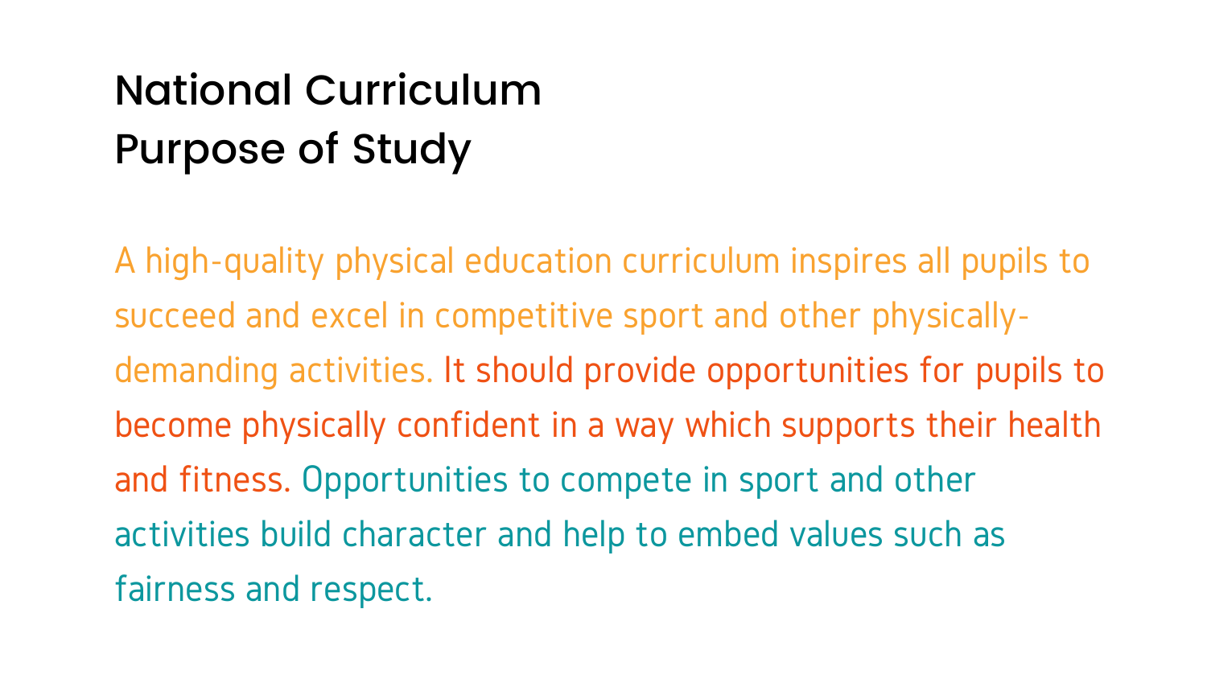# National Curriculum Purpose of Study

A high-quality physical education curriculum inspires all pupils to succeed and excel in competitive sport and other physically-demanding activities. It should provide opportunities for pupils to become physically confident in a way which supports their health and fitness. Opportunities to compete in sport and other activities build character and help to embed values such as fairness and respect.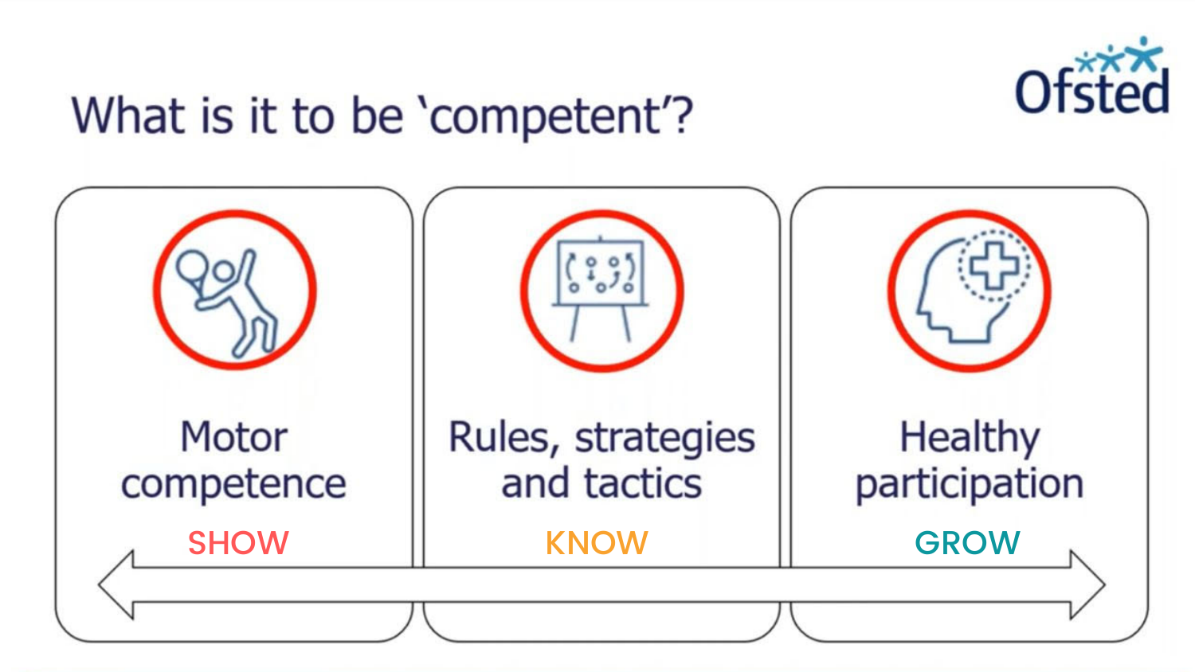# What is it to be 'competent'?

Ofsted

| Motor competence | Rules, strategies and tactics | Healthy participation |
| --- | --- | --- |
| SHOW | KNOW | GROW |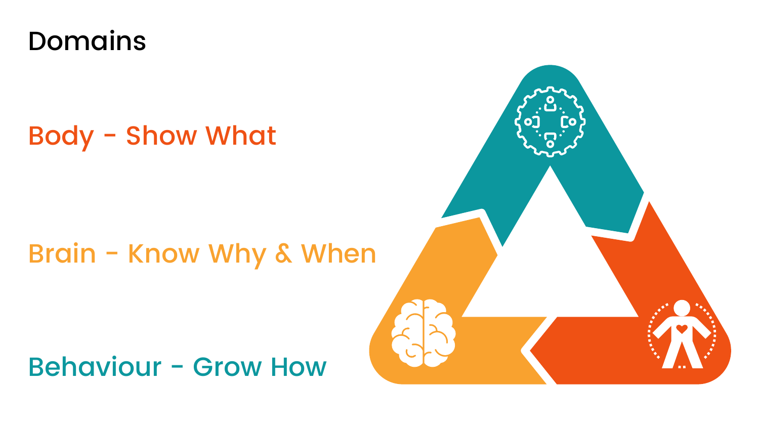# Domains

Body - Show What

Brain - Know Why & When

Behaviour - Grow How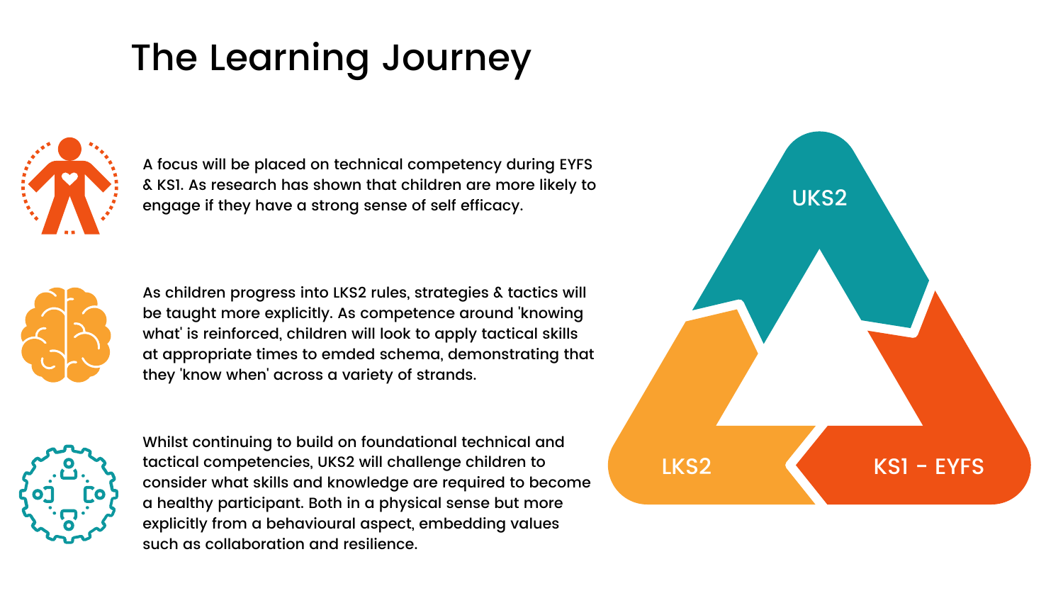# The Learning Journey

A focus will be placed on technical competency during EYFS & KS1. As research has shown that children are more likely to engage if they have a strong sense of self efficacy.

As children progress into LKS2 rules, strategies & tactics will be taught more explicitly. As competence around 'knowing what' is reinforced, children will look to apply tactical skills at appropriate times to emded schema, demonstrating that they 'know when' across a variety of strands.

Whilst continuing to build on foundational technical and tactical competencies, UKS2 will challenge children to consider what skills and knowledge are required to become a healthy participant. Both in a physical sense but more explicitly from a behavioural aspect, embedding values such as collaboration and resilience.

UKS2

LKS2

KS1 - EYFS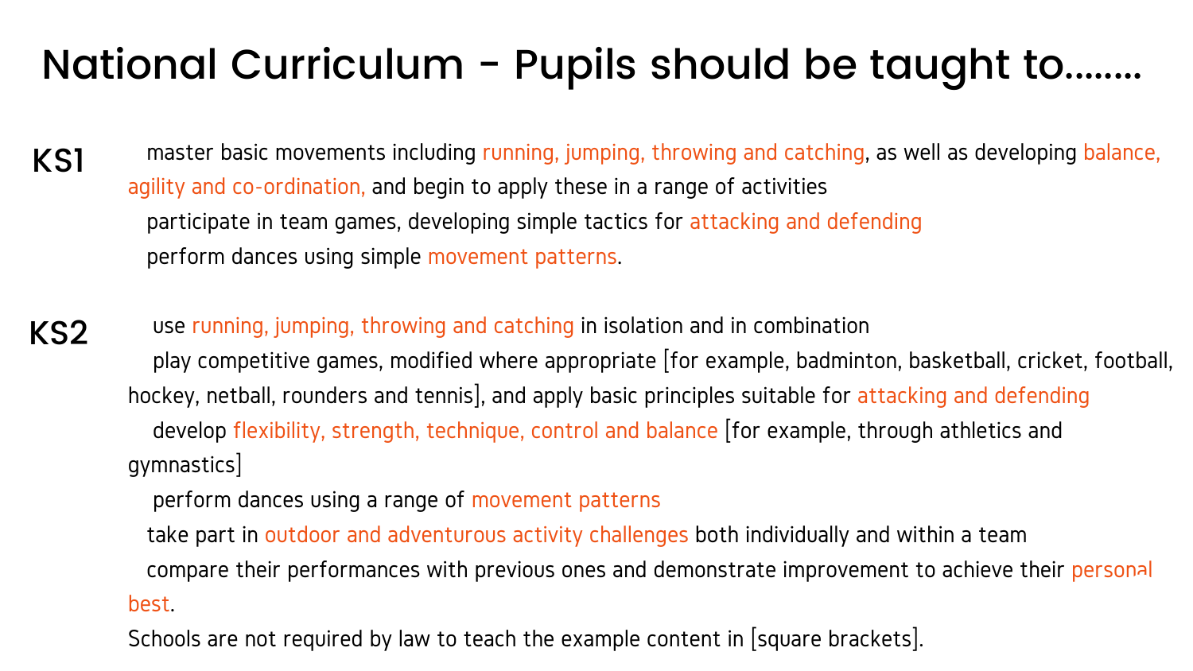# National Curriculum - Pupils should be taught to........

## KS1

- master basic movements including running, jumping, throwing and catching, as well as developing balance, agility and co-ordination, and begin to apply these in a range of activities
- participate in team games, developing simple tactics for attacking and defending
- perform dances using simple movement patterns.

## KS2

- use running, jumping, throwing and catching in isolation and in combination
- play competitive games, modified where appropriate [for example, badminton, basketball, cricket, football, hockey, netball, rounders and tennis], and apply basic principles suitable for attacking and defending
- develop flexibility, strength, technique, control and balance [for example, through athletics and gymnastics]
- perform dances using a range of movement patterns
- take part in outdoor and adventurous activity challenges both individually and within a team
- compare their performances with previous ones and demonstrate improvement to achieve their personal best.

Schools are not required by law to teach the example content in [square brackets].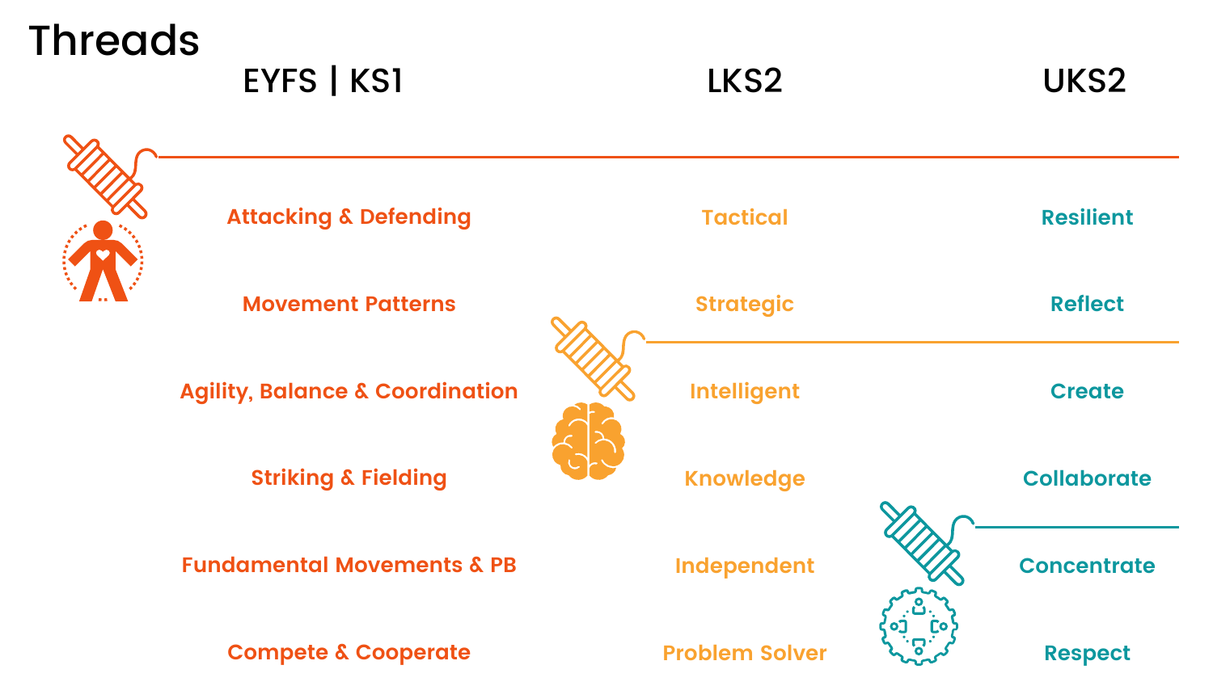# Threads

| EYFS \| KS1 | LKS2 | UKS2 |
| --- | --- | --- |
| Attacking & Defending | Tactical | Resilient |
| Movement Patterns | Strategic | Reflect |
| Agility, Balance & Coordination | Intelligent | Create |
| Striking & Fielding | Knowledge | Collaborate |
| Fundamental Movements & PB | Independent | Concentrate |
| Compete & Cooperate | Problem Solver | Respect |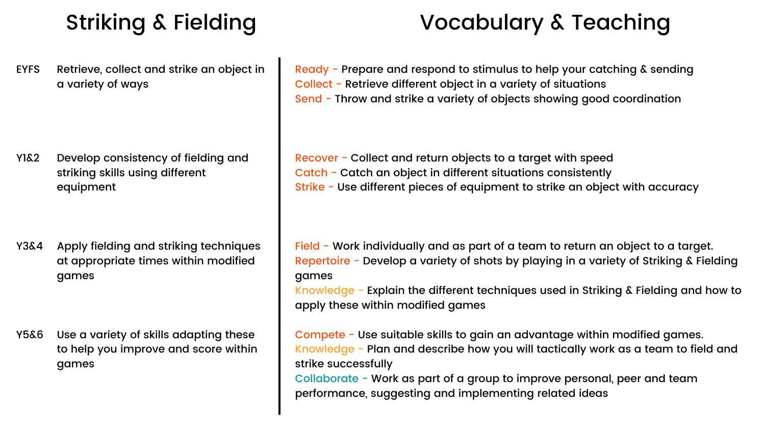| Striking & Fielding | | Vocabulary & Teaching |
| --- | --- | --- |
| EYFS | Retrieve, collect and strike an object in a variety of ways | Ready - Prepare and respond to stimulus to help your catching & sending<br>Collect - Retrieve different object in a variety of situations<br>Send - Throw and strike a variety of objects showing good coordination |
| Y1&2 | Develop consistency of fielding and striking skills using different equipment | Recover - Collect and return objects to a target with speed<br>Catch - Catch an object in different situations consistently<br>Strike - Use different pieces of equipment to strike an object with accuracy |
| Y3&4 | Apply fielding and striking techniques at appropriate times within modified games | Field - Work individually and as part of a team to return an object to a target.<br>Repertoire - Develop a variety of shots by playing in a variety of Striking & Fielding games<br>Knowledge - Explain the different techniques used in Striking & Fielding and how to apply these within modified games |
| Y5&6 | Use a variety of skills adapting these to help you improve and score within games | Compete - Use suitable skills to gain an advantage within modified games.<br>Knowledge - Plan and describe how you will tactically work as a team to field and strike successfully<br>Collaborate - Work as part of a group to improve personal, peer and team performance, suggesting and implementing related ideas |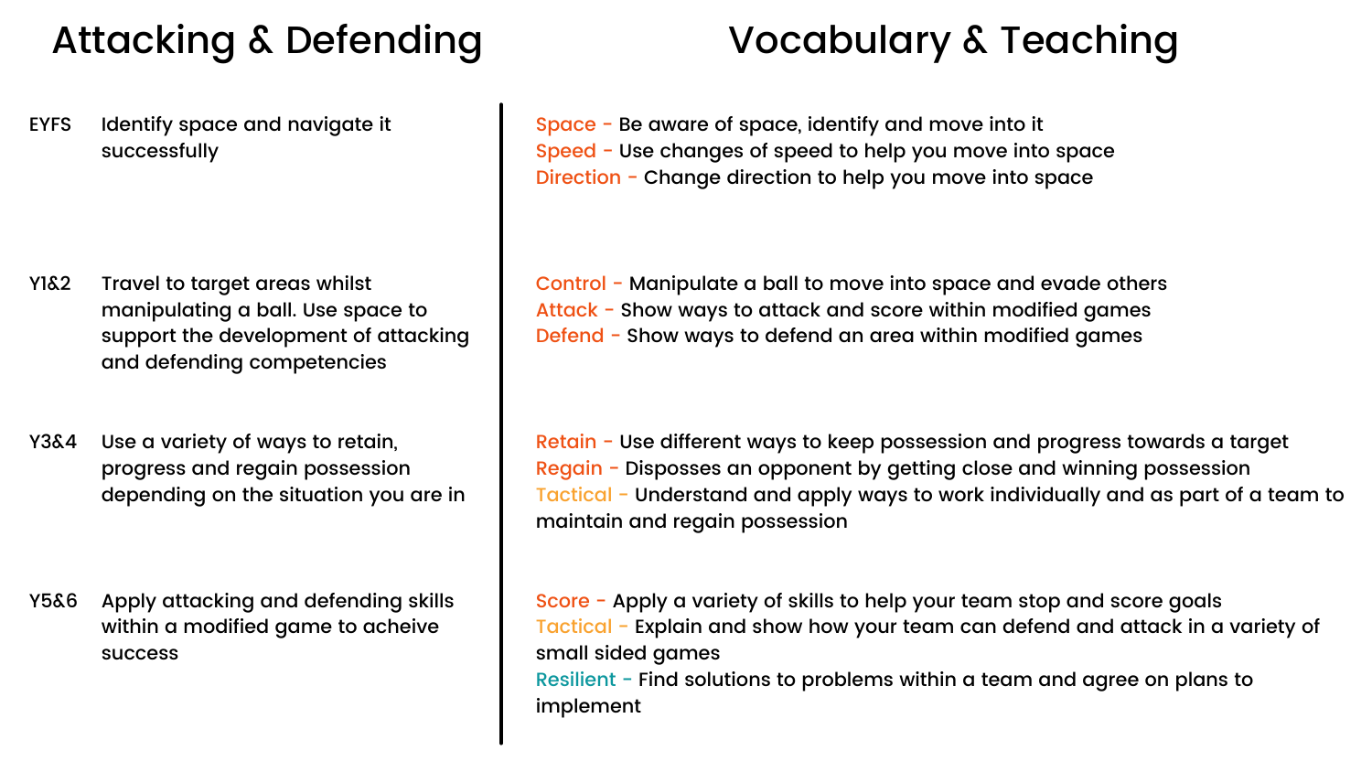| Attacking & Defending | | Vocabulary & Teaching |
| --- | --- | --- |
| EYFS | Identify space and navigate it successfully | Space - Be aware of space, identify and move into it<br>Speed - Use changes of speed to help you move into space<br>Direction - Change direction to help you move into space |
| Y1&2 | Travel to target areas whilst manipulating a ball. Use space to support the development of attacking and defending competencies | Control - Manipulate a ball to move into space and evade others<br>Attack - Show ways to attack and score within modified games<br>Defend - Show ways to defend an area within modified games |
| Y3&4 | Use a variety of ways to retain, progress and regain possession depending on the situation you are in | Retain - Use different ways to keep possession and progress towards a target<br>Regain - Disposses an opponent by getting close and winning possession<br>Tactical - Understand and apply ways to work individually and as part of a team to maintain and regain possession |
| Y5&6 | Apply attacking and defending skills within a modified game to acheive success | Score - Apply a variety of skills to help your team stop and score goals<br>Tactical - Explain and show how your team can defend and attack in a variety of small sided games<br>Resilient - Find solutions to problems within a team and agree on plans to implement |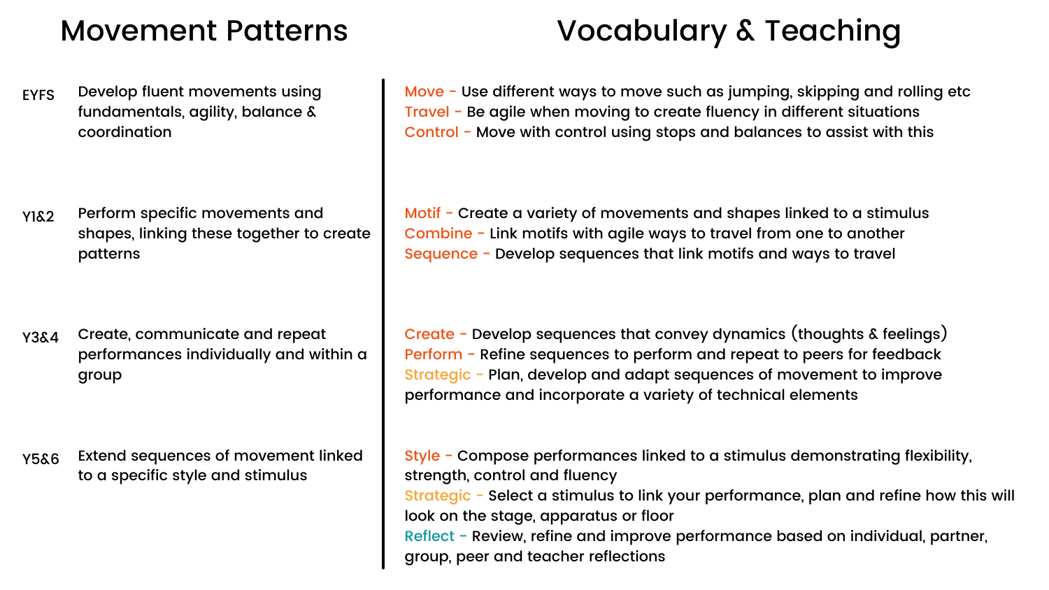| | Movement Patterns | Vocabulary & Teaching |
|---|---|---|
| EYFS | Develop fluent movements using fundamentals, agility, balance & coordination | **Move** - Use different ways to move such as jumping, skipping and rolling etc<br>**Travel** - Be agile when moving to create fluency in different situations<br>**Control** - Move with control using stops and balances to assist with this |
| Y1&2 | Perform specific movements and shapes, linking these together to create patterns | **Motif** - Create a variety of movements and shapes linked to a stimulus<br>**Combine** - Link motifs with agile ways to travel from one to another<br>**Sequence** - Develop sequences that link motifs and ways to travel |
| Y3&4 | Create, communicate and repeat performances individually and within a group | **Create** - Develop sequences that convey dynamics (thoughts & feelings)<br>**Perform** - Refine sequences to perform and repeat to peers for feedback<br>**Strategic** - Plan, develop and adapt sequences of movement to improve performance and incorporate a variety of technical elements |
| Y5&6 | Extend sequences of movement linked to a specific style and stimulus | **Style** - Compose performances linked to a stimulus demonstrating flexibility, strength, control and fluency<br>**Strategic** - Select a stimulus to link your performance, plan and refine how this will look on the stage, apparatus or floor<br>**Reflect** - Review, refine and improve performance based on individual, partner, group, peer and teacher reflections |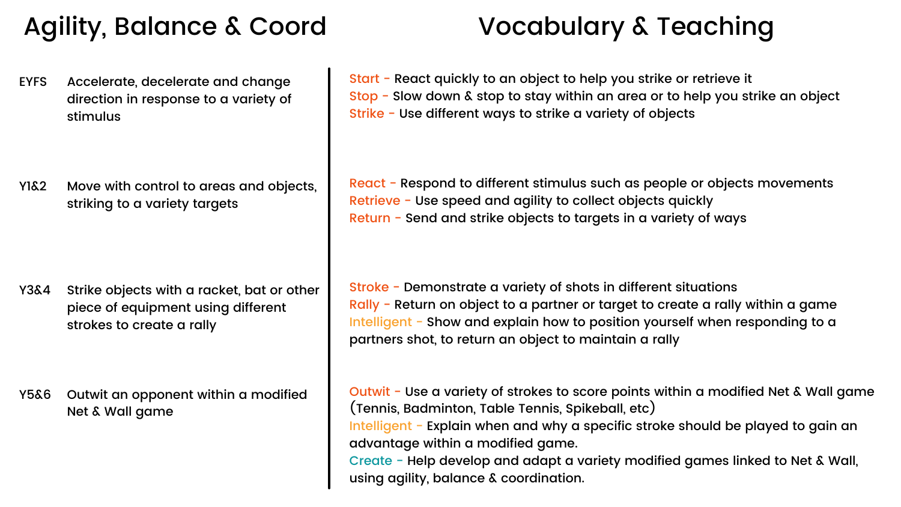| Agility, Balance & Coord | | Vocabulary & Teaching |
|---|---|---|
| EYFS | Accelerate, decelerate and change direction in response to a variety of stimulus | **Start** - React quickly to an object to help you strike or retrieve it<br>**Stop** - Slow down & stop to stay within an area or to help you strike an object<br>**Strike** - Use different ways to strike a variety of objects |
| Y1&2 | Move with control to areas and objects, striking to a variety targets | **React** - Respond to different stimulus such as people or objects movements<br>**Retrieve** - Use speed and agility to collect objects quickly<br>**Return** - Send and strike objects to targets in a variety of ways |
| Y3&4 | Strike objects with a racket, bat or other piece of equipment using different strokes to create a rally | **Stroke** - Demonstrate a variety of shots in different situations<br>**Rally** - Return on object to a partner or target to create a rally within a game<br>**Intelligent** - Show and explain how to position yourself when responding to a partners shot, to return an object to maintain a rally |
| Y5&6 | Outwit an opponent within a modified Net & Wall game | **Outwit** - Use a variety of strokes to score points within a modified Net & Wall game (Tennis, Badminton, Table Tennis, Spikeball, etc)<br>**Intelligent** - Explain when and why a specific stroke should be played to gain an advantage within a modified game.<br>**Create** - Help develop and adapt a variety modified games linked to Net & Wall, using agility, balance & coordination. |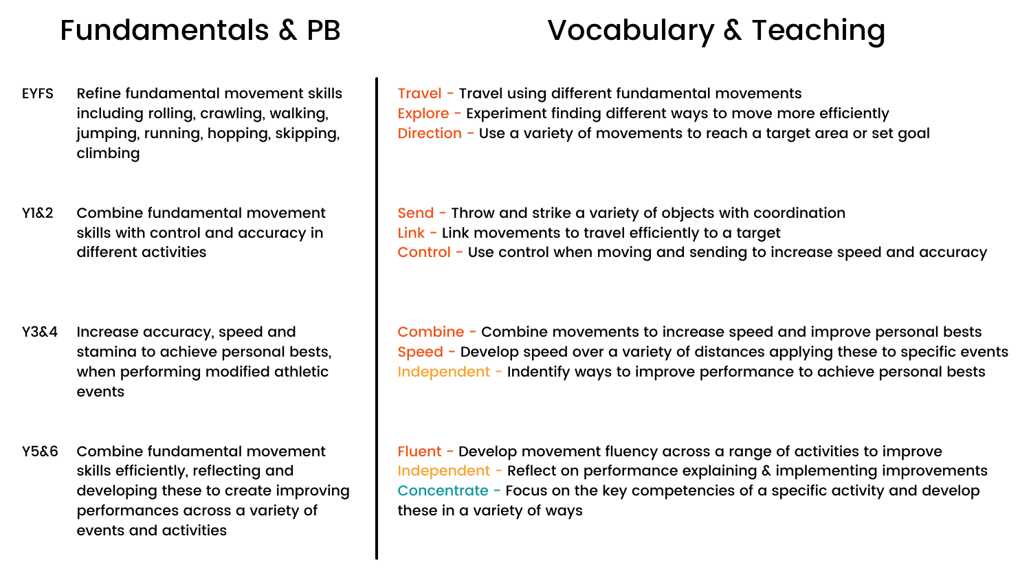| | Fundamentals & PB | Vocabulary & Teaching |
|---|---|---|
| EYFS | Refine fundamental movement skills including rolling, crawling, walking, jumping, running, hopping, skipping, climbing | Travel - Travel using different fundamental movements<br>Explore - Experiment finding different ways to move more efficiently<br>Direction - Use a variety of movements to reach a target area or set goal |
| Y1&2 | Combine fundamental movement skills with control and accuracy in different activities | Send - Throw and strike a variety of objects with coordination<br>Link - Link movements to travel efficiently to a target<br>Control - Use control when moving and sending to increase speed and accuracy |
| Y3&4 | Increase accuracy, speed and stamina to achieve personal bests, when performing modified athletic events | Combine - Combine movements to increase speed and improve personal bests<br>Speed - Develop speed over a variety of distances applying these to specific events<br>Independent - Indentify ways to improve performance to achieve personal bests |
| Y5&6 | Combine fundamental movement skills efficiently, reflecting and developing these to create improving performances across a variety of events and activities | Fluent - Develop movement fluency across a range of activities to improve<br>Independent - Reflect on performance explaining & implementing improvements<br>Concentrate - Focus on the key competencies of a specific activity and develop these in a variety of ways |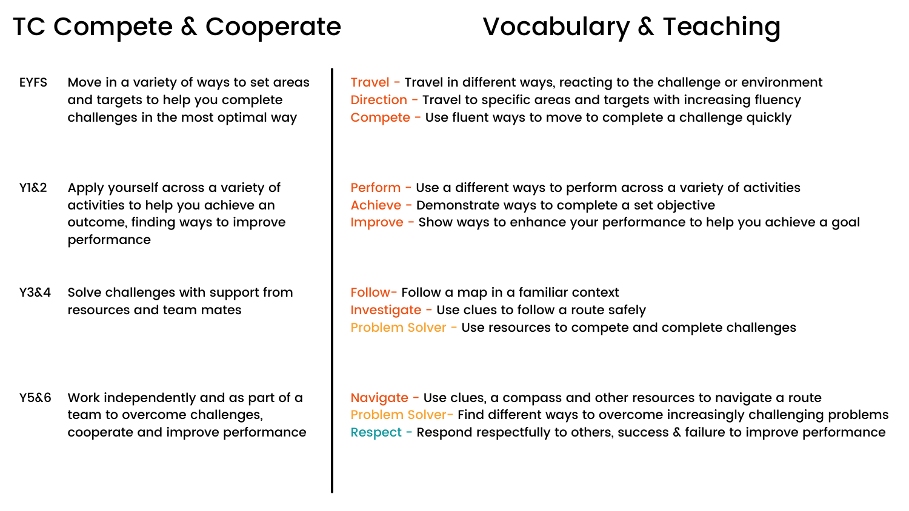| TC Compete & Cooperate | | Vocabulary & Teaching |
| --- | --- | --- |
| EYFS | Move in a variety of ways to set areas and targets to help you complete challenges in the most optimal way | Travel - Travel in different ways, reacting to the challenge or environment<br>Direction - Travel to specific areas and targets with increasing fluency<br>Compete - Use fluent ways to move to complete a challenge quickly |
| Y1&2 | Apply yourself across a variety of activities to help you achieve an outcome, finding ways to improve performance | Perform - Use a different ways to perform across a variety of activities<br>Achieve - Demonstrate ways to complete a set objective<br>Improve - Show ways to enhance your performance to help you achieve a goal |
| Y3&4 | Solve challenges with support from resources and team mates | Follow- Follow a map in a familiar context<br>Investigate - Use clues to follow a route safely<br>Problem Solver - Use resources to compete and complete challenges |
| Y5&6 | Work independently and as part of a team to overcome challenges, cooperate and improve performance | Navigate - Use clues, a compass and other resources to navigate a route<br>Problem Solver- Find different ways to overcome increasingly challenging problems<br>Respect - Respond respectfully to others, success & failure to improve performance |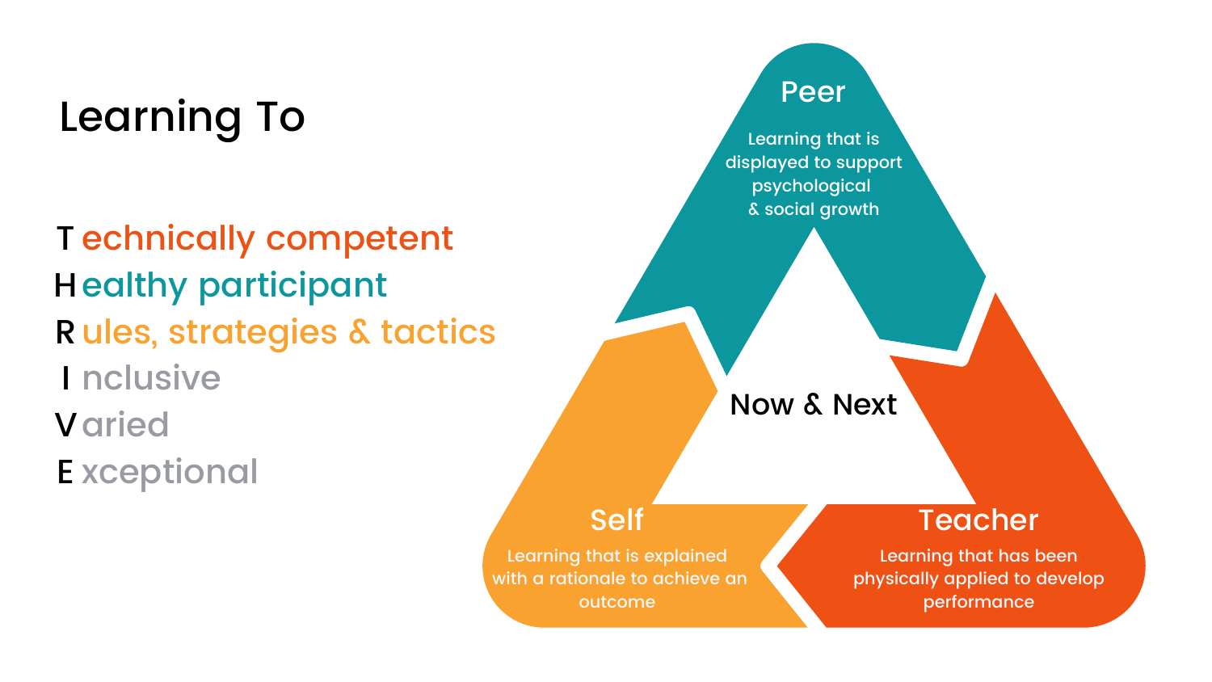# Learning To

- **T** echnically competent
- **H** ealthy participant
- **R** ules, strategies & tactics
- **I** nclusive
- **V** aried
- **E** xceptional

Peer

Learning that is displayed to support psychological & social growth

Now & Next

Self

Learning that is explained with a rationale to achieve an outcome

Teacher

Learning that has been physically applied to develop performance